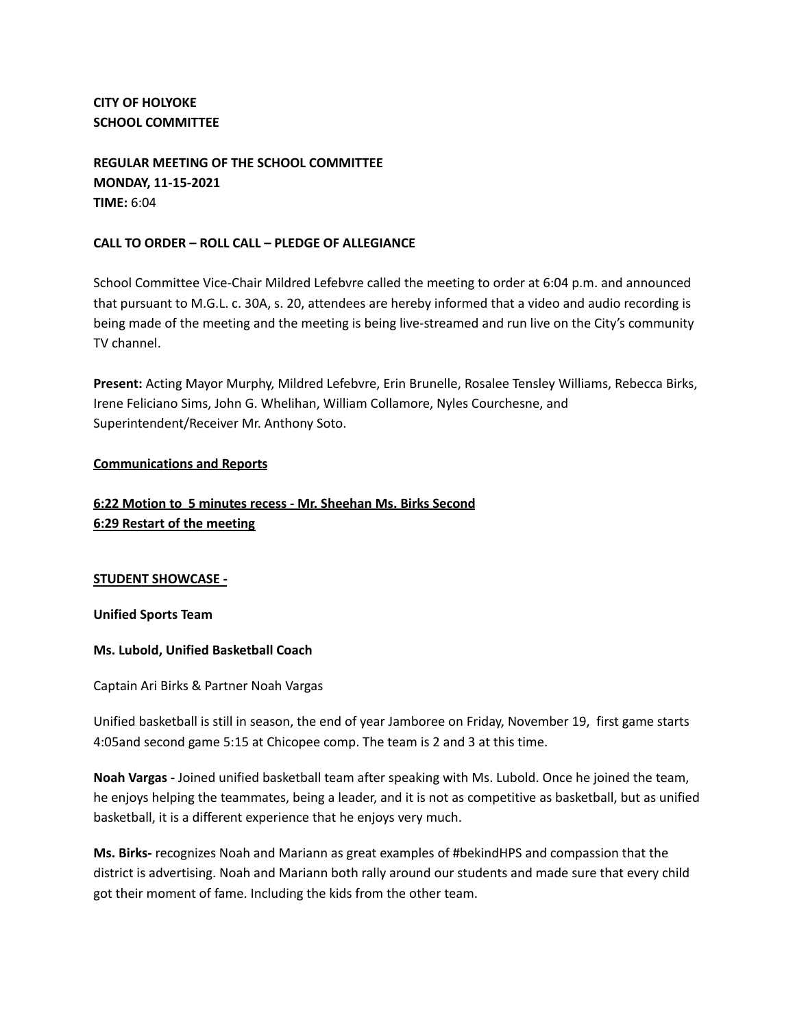**CITY OF HOLYOKE**
**SCHOOL COMMITTEE**

**REGULAR MEETING OF THE SCHOOL COMMITTEE**
**MONDAY, 11-15-2021**
**TIME:** 6:04

**CALL TO ORDER – ROLL CALL – PLEDGE OF ALLEGIANCE**

School Committee Vice-Chair Mildred Lefebvre called the meeting to order at 6:04 p.m. and announced that pursuant to M.G.L. c. 30A, s. 20, attendees are hereby informed that a video and audio recording is being made of the meeting and the meeting is being live-streamed and run live on the City's community TV channel.

**Present:** Acting Mayor Murphy, Mildred Lefebvre, Erin Brunelle, Rosalee Tensley Williams, Rebecca Birks, Irene Feliciano Sims, John G. Whelihan, William Collamore, Nyles Courchesne, and Superintendent/Receiver Mr. Anthony Soto.

**Communications and Reports**

**6:22 Motion to 5 minutes recess - Mr. Sheehan Ms. Birks Second**
**6:29 Restart of the meeting**

**STUDENT SHOWCASE -**

**Unified Sports Team**

**Ms. Lubold, Unified Basketball Coach**

Captain Ari Birks & Partner Noah Vargas

Unified basketball is still in season, the end of year Jamboree on Friday, November 19, first game starts 4:05and second game 5:15 at Chicopee comp. The team is 2 and 3 at this time.

**Noah Vargas -** Joined unified basketball team after speaking with Ms. Lubold. Once he joined the team, he enjoys helping the teammates, being a leader, and it is not as competitive as basketball, but as unified basketball, it is a different experience that he enjoys very much.

**Ms. Birks-** recognizes Noah and Mariann as great examples of #bekindHPS and compassion that the district is advertising. Noah and Mariann both rally around our students and made sure that every child got their moment of fame. Including the kids from the other team.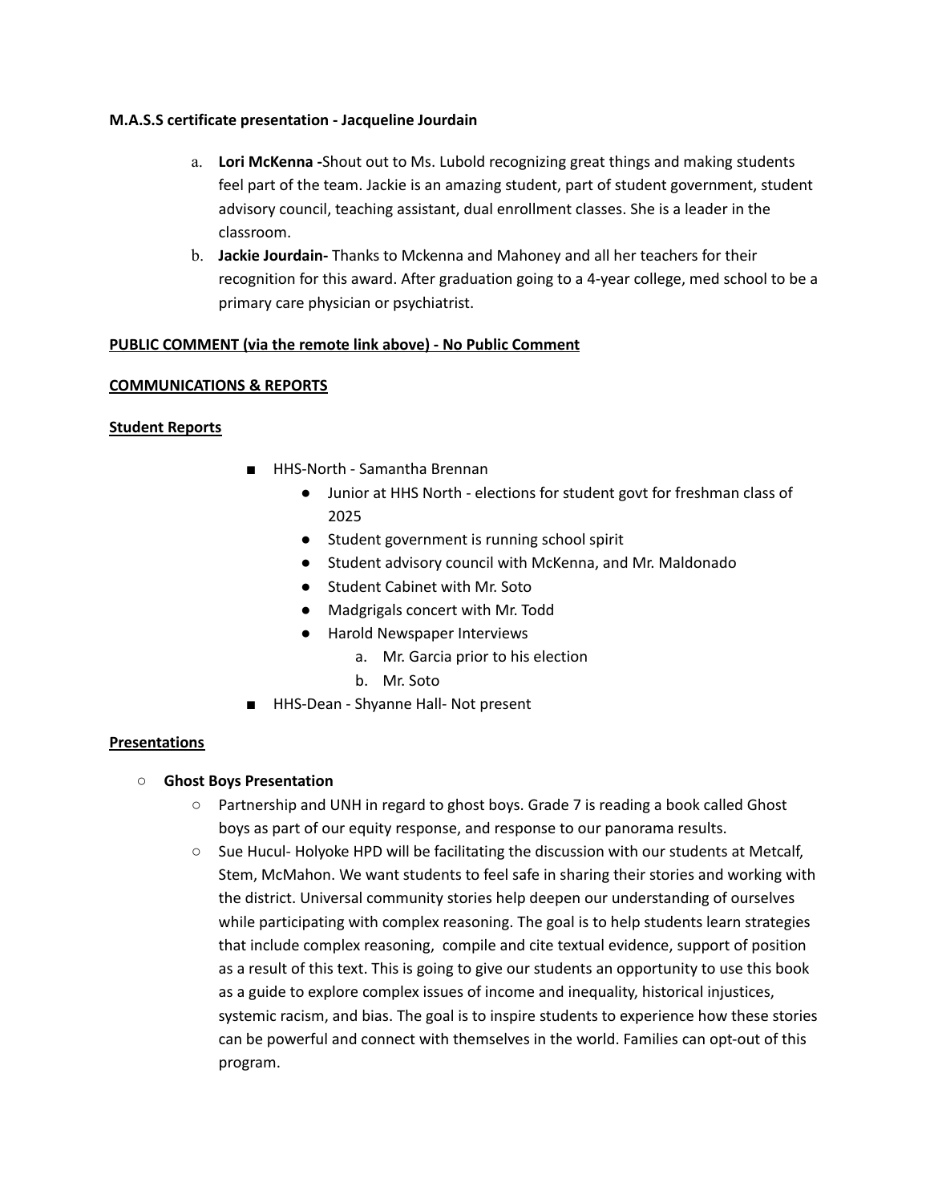**M.A.S.S certificate presentation - Jacqueline Jourdain**

a. **Lori McKenna -**Shout out to Ms. Lubold recognizing great things and making students feel part of the team. Jackie is an amazing student, part of student government, student advisory council, teaching assistant, dual enrollment classes. She is a leader in the classroom.
b. **Jackie Jourdain-** Thanks to Mckenna and Mahoney and all her teachers for their recognition for this award. After graduation going to a 4-year college, med school to be a primary care physician or psychiatrist.

**PUBLIC COMMENT (via the remote link above) - No Public Comment**

**COMMUNICATIONS & REPORTS**

**Student Reports**

- HHS-North - Samantha Brennan
  - Junior at HHS North - elections for student govt for freshman class of 2025
  - Student government is running school spirit
  - Student advisory council with McKenna, and Mr. Maldonado
  - Student Cabinet with Mr. Soto
  - Madgrigals concert with Mr. Todd
  - Harold Newspaper Interviews
    a. Mr. Garcia prior to his election
    b. Mr. Soto
- HHS-Dean - Shyanne Hall- Not present

**Presentations**

- **Ghost Boys Presentation**
  - Partnership and UNH in regard to ghost boys. Grade 7 is reading a book called Ghost boys as part of our equity response, and response to our panorama results.
  - Sue Hucul- Holyoke HPD will be facilitating the discussion with our students at Metcalf, Stem, McMahon. We want students to feel safe in sharing their stories and working with the district. Universal community stories help deepen our understanding of ourselves while participating with complex reasoning. The goal is to help students learn strategies that include complex reasoning, compile and cite textual evidence, support of position as a result of this text. This is going to give our students an opportunity to use this book as a guide to explore complex issues of income and inequality, historical injustices, systemic racism, and bias. The goal is to inspire students to experience how these stories can be powerful and connect with themselves in the world. Families can opt-out of this program.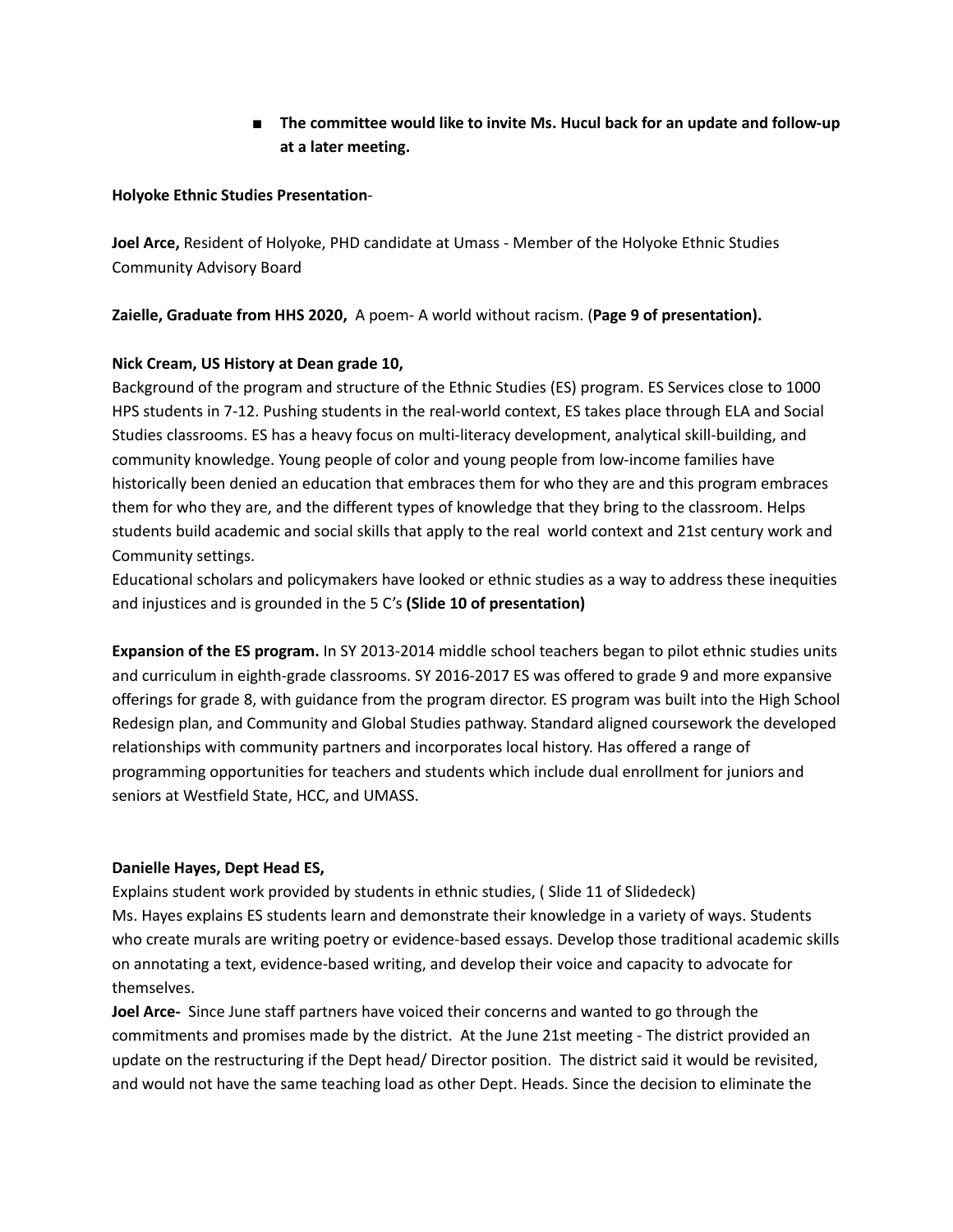- **The committee would like to invite Ms. Hucul back for an update and follow-up at a later meeting.**

**Holyoke Ethnic Studies Presentation**-

**Joel Arce,** Resident of Holyoke, PHD candidate at Umass - Member of the Holyoke Ethnic Studies Community Advisory Board

**Zaielle, Graduate from HHS 2020,** A poem- A world without racism. (**Page 9 of presentation).**

**Nick Cream, US History at Dean grade 10,**
Background of the program and structure of the Ethnic Studies (ES) program. ES Services close to 1000 HPS students in 7-12. Pushing students in the real-world context, ES takes place through ELA and Social Studies classrooms. ES has a heavy focus on multi-literacy development, analytical skill-building, and community knowledge. Young people of color and young people from low-income families have historically been denied an education that embraces them for who they are and this program embraces them for who they are, and the different types of knowledge that they bring to the classroom. Helps students build academic and social skills that apply to the real world context and 21st century work and Community settings.
Educational scholars and policymakers have looked or ethnic studies as a way to address these inequities and injustices and is grounded in the 5 C's **(Slide 10 of presentation)**

**Expansion of the ES program.** In SY 2013-2014 middle school teachers began to pilot ethnic studies units and curriculum in eighth-grade classrooms. SY 2016-2017 ES was offered to grade 9 and more expansive offerings for grade 8, with guidance from the program director. ES program was built into the High School Redesign plan, and Community and Global Studies pathway. Standard aligned coursework the developed relationships with community partners and incorporates local history. Has offered a range of programming opportunities for teachers and students which include dual enrollment for juniors and seniors at Westfield State, HCC, and UMASS.

**Danielle Hayes, Dept Head ES,**
Explains student work provided by students in ethnic studies, ( Slide 11 of Slidedeck)
Ms. Hayes explains ES students learn and demonstrate their knowledge in a variety of ways. Students who create murals are writing poetry or evidence-based essays. Develop those traditional academic skills on annotating a text, evidence-based writing, and develop their voice and capacity to advocate for themselves.
**Joel Arce-** Since June staff partners have voiced their concerns and wanted to go through the commitments and promises made by the district. At the June 21st meeting - The district provided an update on the restructuring if the Dept head/ Director position. The district said it would be revisited, and would not have the same teaching load as other Dept. Heads. Since the decision to eliminate the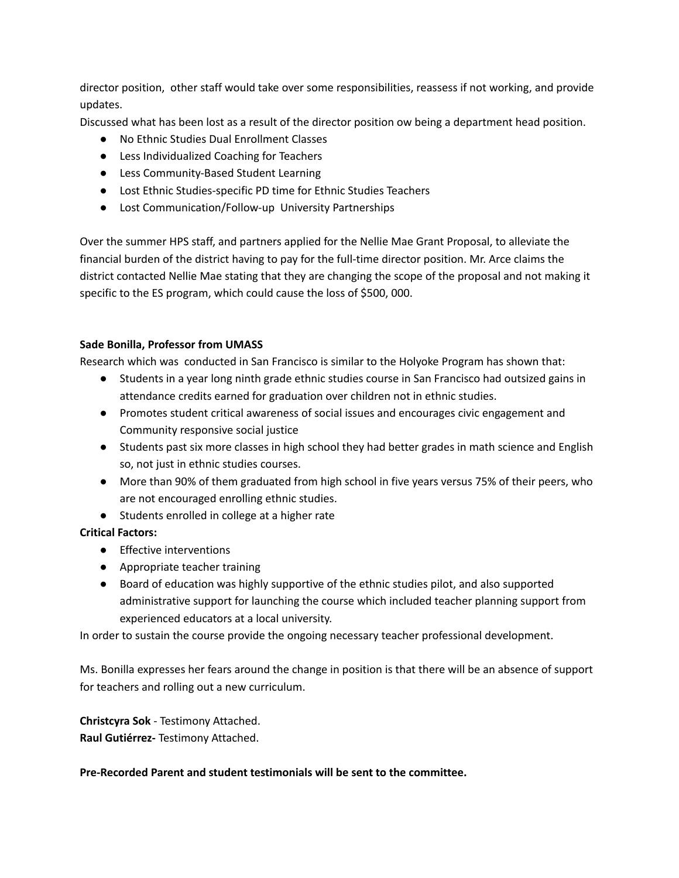director position, other staff would take over some responsibilities, reassess if not working, and provide updates.

Discussed what has been lost as a result of the director position ow being a department head position.

- No Ethnic Studies Dual Enrollment Classes
- Less Individualized Coaching for Teachers
- Less Community-Based Student Learning
- Lost Ethnic Studies-specific PD time for Ethnic Studies Teachers
- Lost Communication/Follow-up University Partnerships

Over the summer HPS staff, and partners applied for the Nellie Mae Grant Proposal, to alleviate the financial burden of the district having to pay for the full-time director position. Mr. Arce claims the district contacted Nellie Mae stating that they are changing the scope of the proposal and not making it specific to the ES program, which could cause the loss of $500, 000.

**Sade Bonilla, Professor from UMASS**

Research which was conducted in San Francisco is similar to the Holyoke Program has shown that:

- Students in a year long ninth grade ethnic studies course in San Francisco had outsized gains in attendance credits earned for graduation over children not in ethnic studies.
- Promotes student critical awareness of social issues and encourages civic engagement and Community responsive social justice
- Students past six more classes in high school they had better grades in math science and English so, not just in ethnic studies courses.
- More than 90% of them graduated from high school in five years versus 75% of their peers, who are not encouraged enrolling ethnic studies.
- Students enrolled in college at a higher rate

**Critical Factors:**

- Effective interventions
- Appropriate teacher training
- Board of education was highly supportive of the ethnic studies pilot, and also supported administrative support for launching the course which included teacher planning support from experienced educators at a local university.

In order to sustain the course provide the ongoing necessary teacher professional development.

Ms. Bonilla expresses her fears around the change in position is that there will be an absence of support for teachers and rolling out a new curriculum.

**Christcyra Sok** - Testimony Attached.
**Raul Gutiérrez-** Testimony Attached.

**Pre-Recorded Parent and student testimonials will be sent to the committee.**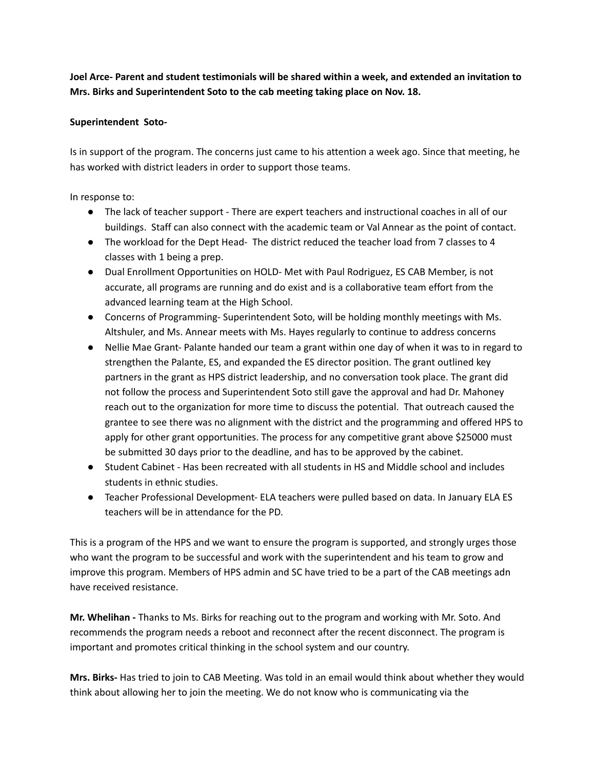**Joel Arce- Parent and student testimonials will be shared within a week, and extended an invitation to Mrs. Birks and Superintendent Soto to the cab meeting taking place on Nov. 18.**

**Superintendent  Soto-**

Is in support of the program. The concerns just came to his attention a week ago. Since that meeting, he has worked with district leaders in order to support those teams.

In response to:

- The lack of teacher support - There are expert teachers and instructional coaches in all of our buildings.  Staff can also connect with the academic team or Val Annear as the point of contact.
- The workload for the Dept Head-  The district reduced the teacher load from 7 classes to 4 classes with 1 being a prep.
- Dual Enrollment Opportunities on HOLD- Met with Paul Rodriguez, ES CAB Member, is not accurate, all programs are running and do exist and is a collaborative team effort from the advanced learning team at the High School.
- Concerns of Programming- Superintendent Soto, will be holding monthly meetings with Ms. Altshuler, and Ms. Annear meets with Ms. Hayes regularly to continue to address concerns
- Nellie Mae Grant- Palante handed our team a grant within one day of when it was to in regard to strengthen the Palante, ES, and expanded the ES director position. The grant outlined key partners in the grant as HPS district leadership, and no conversation took place. The grant did not follow the process and Superintendent Soto still gave the approval and had Dr. Mahoney reach out to the organization for more time to discuss the potential.  That outreach caused the grantee to see there was no alignment with the district and the programming and offered HPS to apply for other grant opportunities. The process for any competitive grant above $25000 must be submitted 30 days prior to the deadline, and has to be approved by the cabinet.
- Student Cabinet - Has been recreated with all students in HS and Middle school and includes students in ethnic studies.
- Teacher Professional Development- ELA teachers were pulled based on data. In January ELA ES teachers will be in attendance for the PD.

This is a program of the HPS and we want to ensure the program is supported, and strongly urges those who want the program to be successful and work with the superintendent and his team to grow and improve this program. Members of HPS admin and SC have tried to be a part of the CAB meetings adn have received resistance.

**Mr. Whelihan -** Thanks to Ms. Birks for reaching out to the program and working with Mr. Soto. And recommends the program needs a reboot and reconnect after the recent disconnect. The program is important and promotes critical thinking in the school system and our country.

**Mrs. Birks-** Has tried to join to CAB Meeting. Was told in an email would think about whether they would think about allowing her to join the meeting. We do not know who is communicating via the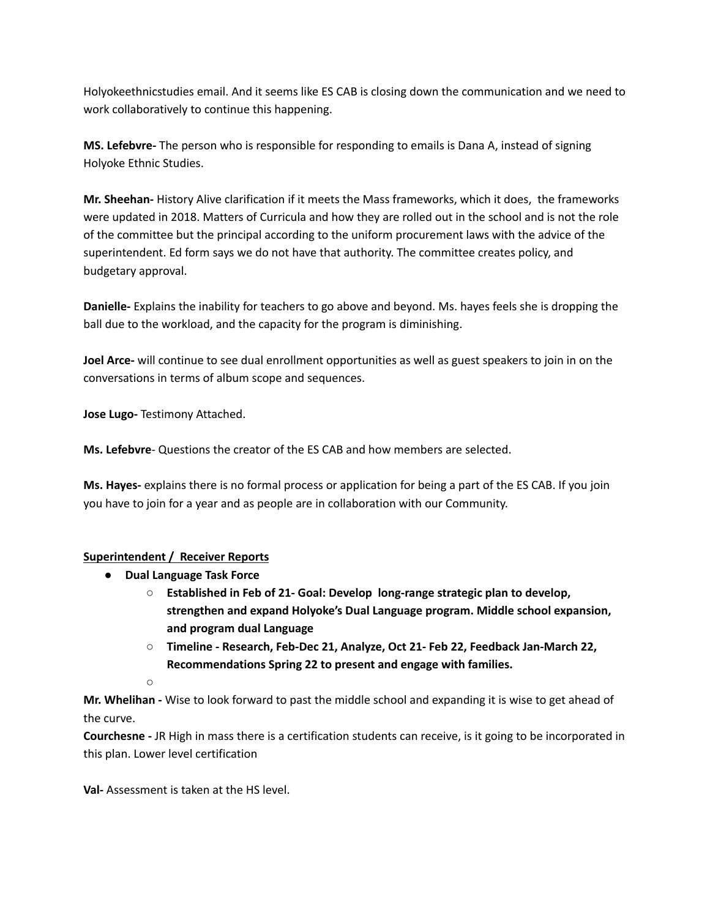Holyokeethnicstudies email. And it seems like ES CAB is closing down the communication and we need to work collaboratively to continue this happening.

**MS. Lefebvre-** The person who is responsible for responding to emails is Dana A, instead of signing Holyoke Ethnic Studies.

**Mr. Sheehan-** History Alive clarification if it meets the Mass frameworks, which it does, the frameworks were updated in 2018. Matters of Curricula and how they are rolled out in the school and is not the role of the committee but the principal according to the uniform procurement laws with the advice of the superintendent. Ed form says we do not have that authority. The committee creates policy, and budgetary approval.

**Danielle-** Explains the inability for teachers to go above and beyond. Ms. hayes feels she is dropping the ball due to the workload, and the capacity for the program is diminishing.

**Joel Arce-** will continue to see dual enrollment opportunities as well as guest speakers to join in on the conversations in terms of album scope and sequences.

**Jose Lugo-** Testimony Attached.

**Ms. Lefebvre**- Questions the creator of the ES CAB and how members are selected.

**Ms. Hayes-** explains there is no formal process or application for being a part of the ES CAB. If you join you have to join for a year and as people are in collaboration with our Community.

**<u>Superintendent / Receiver Reports</u>**

- **Dual Language Task Force**
    - **Established in Feb of 21- Goal: Develop long-range strategic plan to develop, strengthen and expand Holyoke's Dual Language program. Middle school expansion, and program dual Language**
    - **Timeline - Research, Feb-Dec 21, Analyze, Oct 21- Feb 22, Feedback Jan-March 22, Recommendations Spring 22 to present and engage with families.**

**Mr. Whelihan -** Wise to look forward to past the middle school and expanding it is wise to get ahead of the curve.

**Courchesne -** JR High in mass there is a certification students can receive, is it going to be incorporated in this plan. Lower level certification

**Val-** Assessment is taken at the HS level.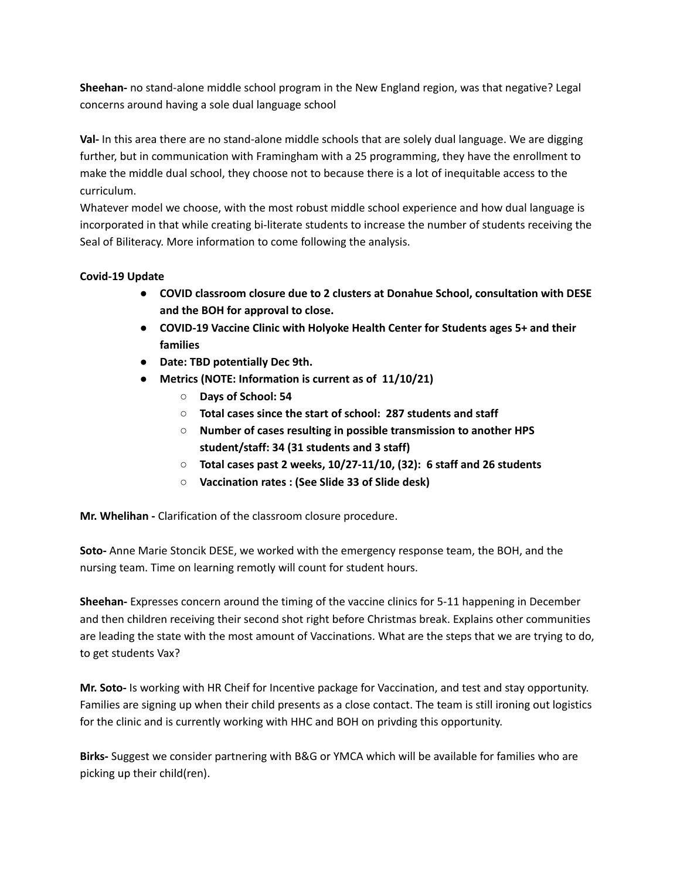**Sheehan-** no stand-alone middle school program in the New England region, was that negative? Legal concerns around having a sole dual language school

**Val-** In this area there are no stand-alone middle schools that are solely dual language. We are digging further, but in communication with Framingham with a 25 programming, they have the enrollment to make the middle dual school, they choose not to because there is a lot of inequitable access to the curriculum.
Whatever model we choose, with the most robust middle school experience and how dual language is incorporated in that while creating bi-literate students to increase the number of students receiving the Seal of Biliteracy. More information to come following the analysis.

**Covid-19 Update**

- **COVID classroom closure due to 2 clusters at Donahue School, consultation with DESE and the BOH for approval to close.**
- **COVID-19 Vaccine Clinic with Holyoke Health Center for Students ages 5+ and their families**
- **Date: TBD potentially Dec 9th.**
- **Metrics (NOTE: Information is current as of 11/10/21)**
  - **Days of School: 54**
  - **Total cases since the start of school: 287 students and staff**
  - **Number of cases resulting in possible transmission to another HPS student/staff: 34 (31 students and 3 staff)**
  - **Total cases past 2 weeks, 10/27-11/10, (32): 6 staff and 26 students**
  - **Vaccination rates : (See Slide 33 of Slide desk)**

**Mr. Whelihan -** Clarification of the classroom closure procedure.

**Soto-** Anne Marie Stoncik DESE, we worked with the emergency response team, the BOH, and the nursing team. Time on learning remotly will count for student hours.

**Sheehan-** Expresses concern around the timing of the vaccine clinics for 5-11 happening in December and then children receiving their second shot right before Christmas break. Explains other communities are leading the state with the most amount of Vaccinations. What are the steps that we are trying to do, to get students Vax?

**Mr. Soto-** Is working with HR Cheif for Incentive package for Vaccination, and test and stay opportunity. Families are signing up when their child presents as a close contact. The team is still ironing out logistics for the clinic and is currently working with HHC and BOH on privding this opportunity.

**Birks-** Suggest we consider partnering with B&G or YMCA which will be available for families who are picking up their child(ren).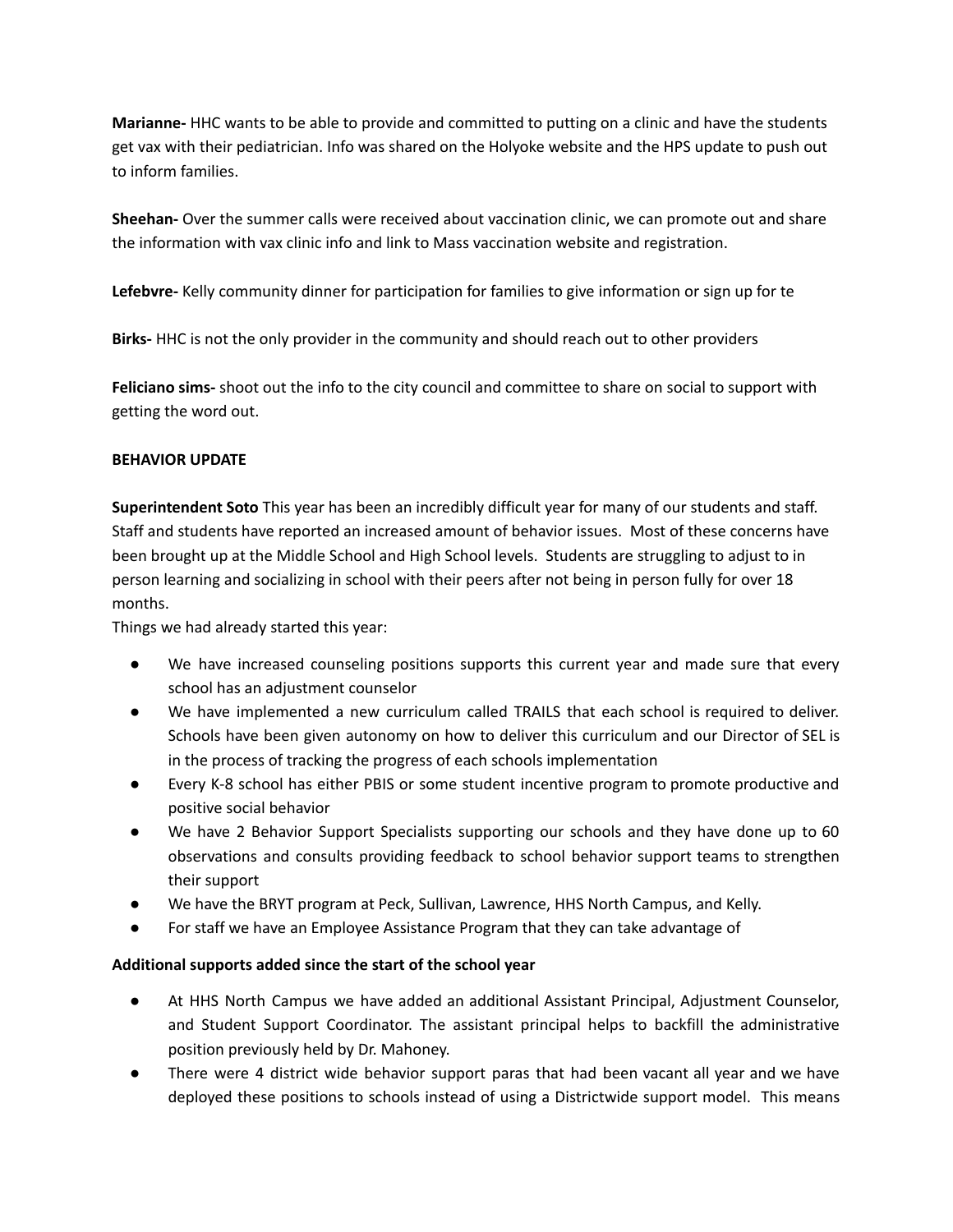**Marianne-** HHC wants to be able to provide and committed to putting on a clinic and have the students get vax with their pediatrician. Info was shared on the Holyoke website and the HPS update to push out to inform families.

**Sheehan-** Over the summer calls were received about vaccination clinic, we can promote out and share the information with vax clinic info and link to Mass vaccination website and registration.

**Lefebvre-** Kelly community dinner for participation for families to give information or sign up for te

**Birks-** HHC is not the only provider in the community and should reach out to other providers

**Feliciano sims-** shoot out the info to the city council and committee to share on social to support with getting the word out.

**BEHAVIOR UPDATE**

**Superintendent Soto** This year has been an incredibly difficult year for many of our students and staff. Staff and students have reported an increased amount of behavior issues. Most of these concerns have been brought up at the Middle School and High School levels. Students are struggling to adjust to in person learning and socializing in school with their peers after not being in person fully for over 18 months.

Things we had already started this year:

- We have increased counseling positions supports this current year and made sure that every school has an adjustment counselor
- We have implemented a new curriculum called TRAILS that each school is required to deliver. Schools have been given autonomy on how to deliver this curriculum and our Director of SEL is in the process of tracking the progress of each schools implementation
- Every K-8 school has either PBIS or some student incentive program to promote productive and positive social behavior
- We have 2 Behavior Support Specialists supporting our schools and they have done up to 60 observations and consults providing feedback to school behavior support teams to strengthen their support
- We have the BRYT program at Peck, Sullivan, Lawrence, HHS North Campus, and Kelly.
- For staff we have an Employee Assistance Program that they can take advantage of

**Additional supports added since the start of the school year**

- At HHS North Campus we have added an additional Assistant Principal, Adjustment Counselor, and Student Support Coordinator. The assistant principal helps to backfill the administrative position previously held by Dr. Mahoney.
- There were 4 district wide behavior support paras that had been vacant all year and we have deployed these positions to schools instead of using a Districtwide support model. This means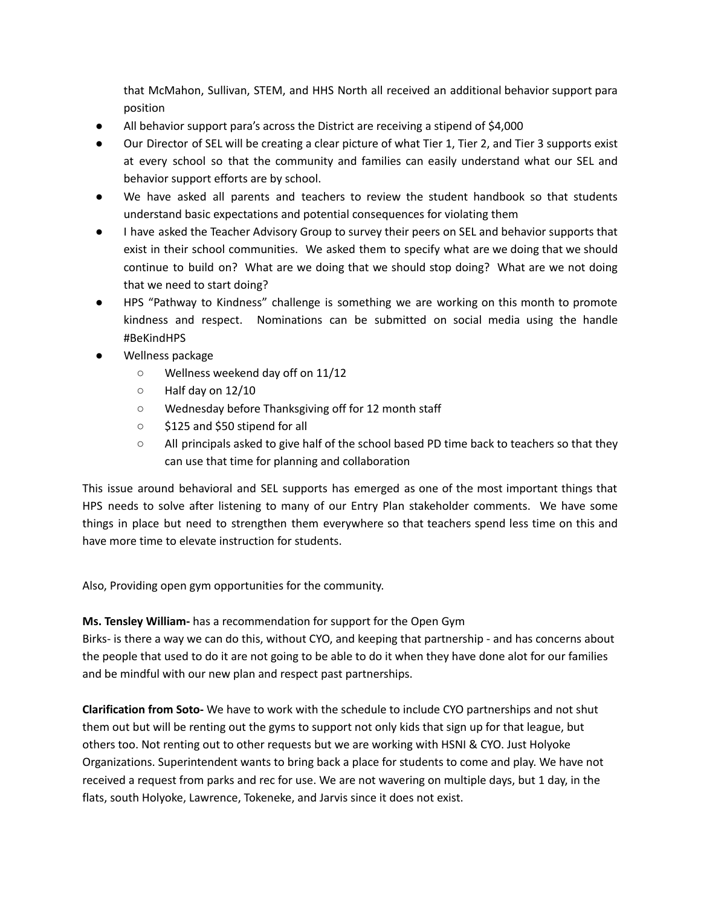that McMahon, Sullivan, STEM, and HHS North all received an additional behavior support para position

- All behavior support para's across the District are receiving a stipend of $4,000
- Our Director of SEL will be creating a clear picture of what Tier 1, Tier 2, and Tier 3 supports exist at every school so that the community and families can easily understand what our SEL and behavior support efforts are by school.
- We have asked all parents and teachers to review the student handbook so that students understand basic expectations and potential consequences for violating them
- I have asked the Teacher Advisory Group to survey their peers on SEL and behavior supports that exist in their school communities. We asked them to specify what are we doing that we should continue to build on? What are we doing that we should stop doing? What are we not doing that we need to start doing?
- HPS "Pathway to Kindness" challenge is something we are working on this month to promote kindness and respect. Nominations can be submitted on social media using the handle #BeKindHPS
- Wellness package
  - Wellness weekend day off on 11/12
  - Half day on 12/10
  - Wednesday before Thanksgiving off for 12 month staff
  - $125 and $50 stipend for all
  - All principals asked to give half of the school based PD time back to teachers so that they can use that time for planning and collaboration

This issue around behavioral and SEL supports has emerged as one of the most important things that HPS needs to solve after listening to many of our Entry Plan stakeholder comments. We have some things in place but need to strengthen them everywhere so that teachers spend less time on this and have more time to elevate instruction for students.

Also, Providing open gym opportunities for the community.

**Ms. Tensley William-** has a recommendation for support for the Open Gym
Birks- is there a way we can do this, without CYO, and keeping that partnership - and has concerns about the people that used to do it are not going to be able to do it when they have done alot for our families and be mindful with our new plan and respect past partnerships.

**Clarification from Soto-** We have to work with the schedule to include CYO partnerships and not shut them out but will be renting out the gyms to support not only kids that sign up for that league, but others too. Not renting out to other requests but we are working with HSNI & CYO. Just Holyoke Organizations. Superintendent wants to bring back a place for students to come and play. We have not received a request from parks and rec for use. We are not wavering on multiple days, but 1 day, in the flats, south Holyoke, Lawrence, Tokeneke, and Jarvis since it does not exist.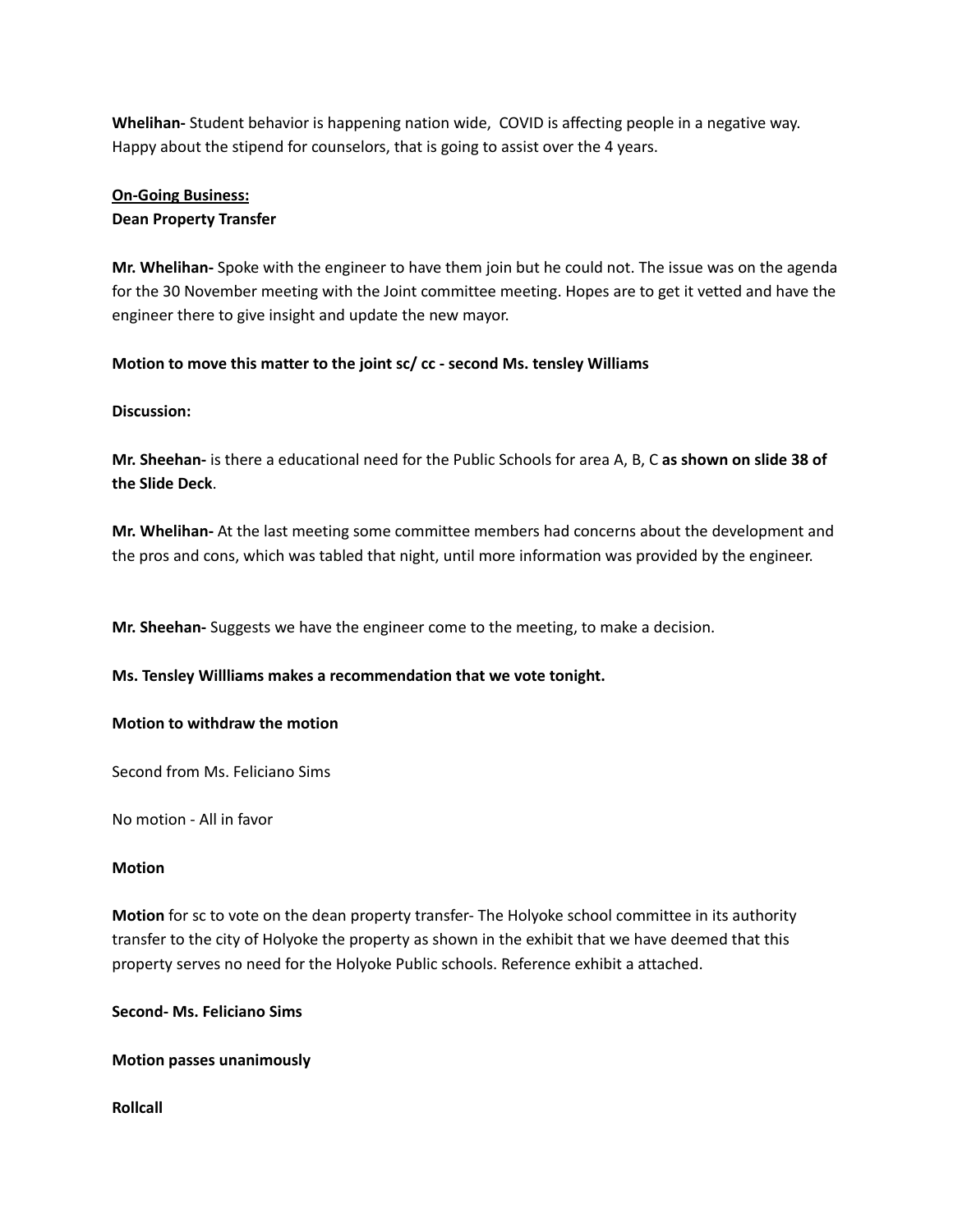**Whelihan-** Student behavior is happening nation wide, COVID is affecting people in a negative way. Happy about the stipend for counselors, that is going to assist over the 4 years.

**<u>On-Going Business:</u>**
**Dean Property Transfer**

**Mr. Whelihan-** Spoke with the engineer to have them join but he could not. The issue was on the agenda for the 30 November meeting with the Joint committee meeting. Hopes are to get it vetted and have the engineer there to give insight and update the new mayor.

**Motion to move this matter to the joint sc/ cc - second Ms. tensley Williams**

**Discussion:**

**Mr. Sheehan-** is there a educational need for the Public Schools for area A, B, C **as shown on slide 38 of the Slide Deck**.

**Mr. Whelihan-** At the last meeting some committee members had concerns about the development and the pros and cons, which was tabled that night, until more information was provided by the engineer.

**Mr. Sheehan-** Suggests we have the engineer come to the meeting, to make a decision.

**Ms. Tensley Willliams makes a recommendation that we vote tonight.**

**Motion to withdraw the motion**

Second from Ms. Feliciano Sims

No motion - All in favor

**Motion**

**Motion** for sc to vote on the dean property transfer- The Holyoke school committee in its authority transfer to the city of Holyoke the property as shown in the exhibit that we have deemed that this property serves no need for the Holyoke Public schools. Reference exhibit a attached.

**Second- Ms. Feliciano Sims**

**Motion passes unanimously**

**Rollcall**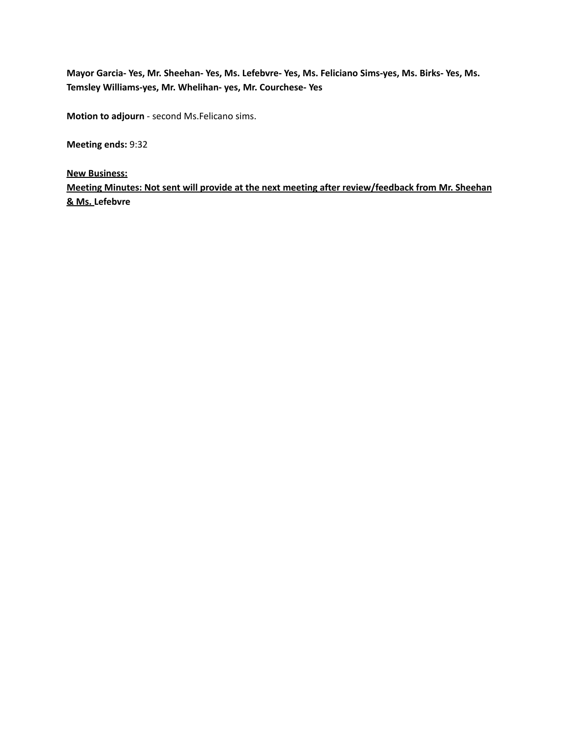**Mayor Garcia- Yes, Mr. Sheehan- Yes, Ms. Lefebvre- Yes, Ms. Feliciano Sims-yes, Ms. Birks- Yes, Ms. Temsley Williams-yes, Mr. Whelihan- yes, Mr. Courchese- Yes**

**Motion to adjourn** - second Ms.Felicano sims.

**Meeting ends:** 9:32

**New Business:**

**Meeting Minutes: Not sent will provide at the next meeting after review/feedback from Mr. Sheehan & Ms. Lefebvre**